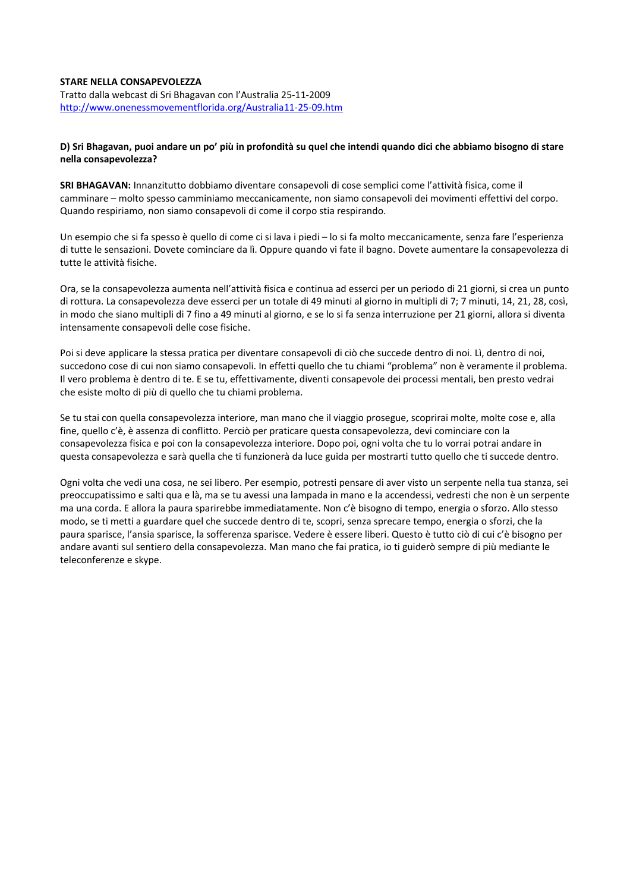**STARE NELLA CONSAPEVOLEZZA**

Tratto dalla webcast di Sri Bhagavan con l'Australia 25-11-2009
http://www.onenessmovementflorida.org/Australia11-25-09.htm

**D) Sri Bhagavan, puoi andare un po' più in profondità su quel che intendi quando dici che abbiamo bisogno di stare nella consapevolezza?**

**SRI BHAGAVAN:** Innanzitutto dobbiamo diventare consapevoli di cose semplici come l'attività fisica, come il camminare – molto spesso camminiamo meccanicamente, non siamo consapevoli dei movimenti effettivi del corpo. Quando respiriamo, non siamo consapevoli di come il corpo stia respirando.

Un esempio che si fa spesso è quello di come ci si lava i piedi – lo si fa molto meccanicamente, senza fare l'esperienza di tutte le sensazioni. Dovete cominciare da lì. Oppure quando vi fate il bagno. Dovete aumentare la consapevolezza di tutte le attività fisiche.

Ora, se la consapevolezza aumenta nell'attività fisica e continua ad esserci per un periodo di 21 giorni, si crea un punto di rottura. La consapevolezza deve esserci per un totale di 49 minuti al giorno in multipli di 7; 7 minuti, 14, 21, 28, così, in modo che siano multipli di 7 fino a 49 minuti al giorno, e se lo si fa senza interruzione per 21 giorni, allora si diventa intensamente consapevoli delle cose fisiche.

Poi si deve applicare la stessa pratica per diventare consapevoli di ciò che succede dentro di noi. Lì, dentro di noi, succedono cose di cui non siamo consapevoli. In effetti quello che tu chiami "problema" non è veramente il problema. Il vero problema è dentro di te. E se tu, effettivamente, diventi consapevole dei processi mentali, ben presto vedrai che esiste molto di più di quello che tu chiami problema.

Se tu stai con quella consapevolezza interiore, man mano che il viaggio prosegue, scoprirai molte, molte cose e, alla fine, quello c'è, è assenza di conflitto. Perciò per praticare questa consapevolezza, devi cominciare con la consapevolezza fisica e poi con la consapevolezza interiore. Dopo poi, ogni volta che tu lo vorrai potrai andare in questa consapevolezza e sarà quella che ti funzionerà da luce guida per mostrarti tutto quello che ti succede dentro.

Ogni volta che vedi una cosa, ne sei libero. Per esempio, potresti pensare di aver visto un serpente nella tua stanza, sei preoccupatissimo e salti qua e là, ma se tu avessi una lampada in mano e la accendessi, vedresti che non è un serpente ma una corda. E allora la paura sparirebbe immediatamente. Non c'è bisogno di tempo, energia o sforzo. Allo stesso modo, se ti metti a guardare quel che succede dentro di te, scopri, senza sprecare tempo, energia o sforzi, che la paura sparisce, l'ansia sparisce, la sofferenza sparisce. Vedere è essere liberi. Questo è tutto ciò di cui c'è bisogno per andare avanti sul sentiero della consapevolezza. Man mano che fai pratica, io ti guiderò sempre di più mediante le teleconferenze e skype.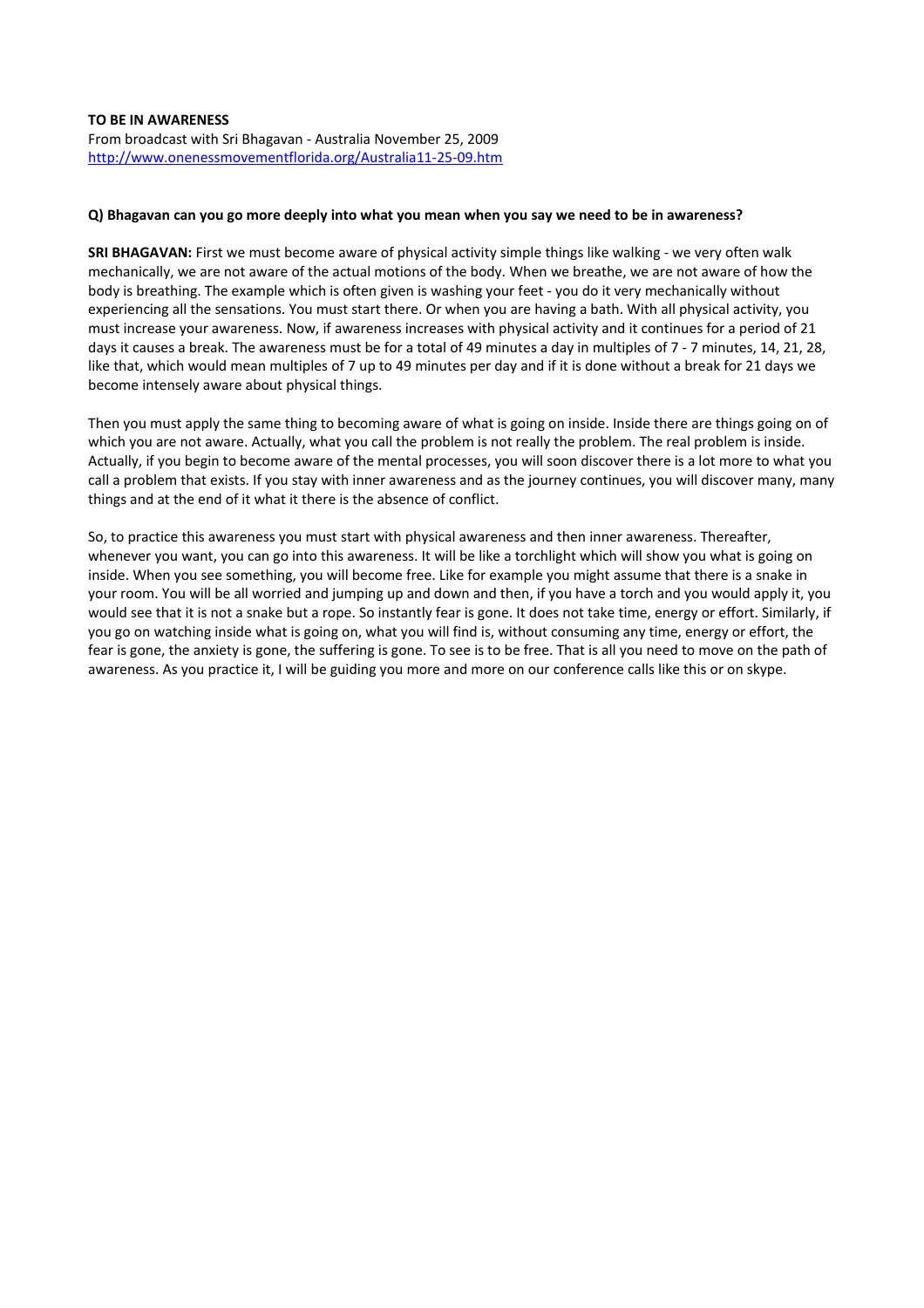**TO BE IN AWARENESS**

From broadcast with Sri Bhagavan - Australia November 25, 2009
[http://www.onenessmovementflorida.org/Australia11-25-09.htm](http://www.onenessmovementflorida.org/Australia11-25-09.htm)

**Q) Bhagavan can you go more deeply into what you mean when you say we need to be in awareness?**

**SRI BHAGAVAN:** First we must become aware of physical activity simple things like walking - we very often walk mechanically, we are not aware of the actual motions of the body. When we breathe, we are not aware of how the body is breathing. The example which is often given is washing your feet - you do it very mechanically without experiencing all the sensations. You must start there. Or when you are having a bath. With all physical activity, you must increase your awareness. Now, if awareness increases with physical activity and it continues for a period of 21 days it causes a break. The awareness must be for a total of 49 minutes a day in multiples of 7 - 7 minutes, 14, 21, 28, like that, which would mean multiples of 7 up to 49 minutes per day and if it is done without a break for 21 days we become intensely aware about physical things.

Then you must apply the same thing to becoming aware of what is going on inside. Inside there are things going on of which you are not aware. Actually, what you call the problem is not really the problem. The real problem is inside. Actually, if you begin to become aware of the mental processes, you will soon discover there is a lot more to what you call a problem that exists. If you stay with inner awareness and as the journey continues, you will discover many, many things and at the end of it what it there is the absence of conflict.

So, to practice this awareness you must start with physical awareness and then inner awareness. Thereafter, whenever you want, you can go into this awareness. It will be like a torchlight which will show you what is going on inside. When you see something, you will become free. Like for example you might assume that there is a snake in your room. You will be all worried and jumping up and down and then, if you have a torch and you would apply it, you would see that it is not a snake but a rope. So instantly fear is gone. It does not take time, energy or effort. Similarly, if you go on watching inside what is going on, what you will find is, without consuming any time, energy or effort, the fear is gone, the anxiety is gone, the suffering is gone. To see is to be free. That is all you need to move on the path of awareness. As you practice it, I will be guiding you more and more on our conference calls like this or on skype.